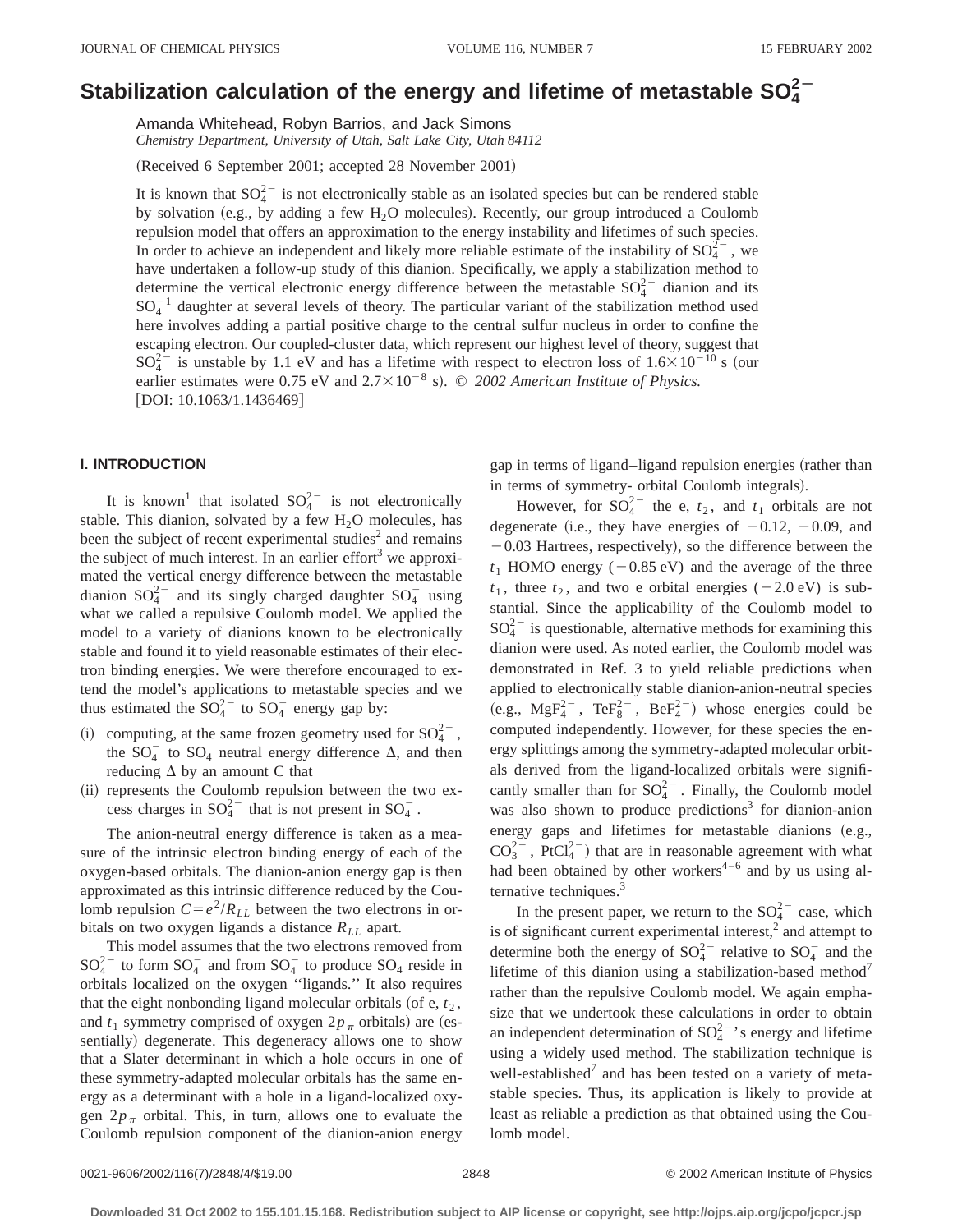# Stabilization calculation of the energy and lifetime of metastable $SO_4^{2-}$

Amanda Whitehead, Robyn Barrios, and Jack Simons

*Chemistry Department, University of Utah, Salt Lake City, Utah 84112*

(Received 6 September 2001; accepted 28 November 2001)

It is known that $SO_4^{2-}$ is not electronically stable as an isolated species but can be rendered stable by solvation (e.g., by adding a few $H_2O$ molecules). Recently, our group introduced a Coulomb repulsion model that offers an approximation to the energy instability and lifetimes of such species. In order to achieve an independent and likely more reliable estimate of the instability of $SO_4^{2-}$, we have undertaken a follow-up study of this dianion. Specifically, we apply a stabilization method to determine the vertical electronic energy difference between the metastable $SO_4^{2-}$ dianion and its $SO_4^{-1}$ daughter at several levels of theory. The particular variant of the stabilization method used here involves adding a partial positive charge to the central sulfur nucleus in order to confine the escaping electron. Our coupled-cluster data, which represent our highest level of theory, suggest that $SO_4^{2-}$ is unstable by 1.1 eV and has a lifetime with respect to electron loss of $1.6\times10^{-10}$ s (our earlier estimates were 0.75 eV and $2.7\times10^{-8}$ s). © *2002 American Institute of Physics.* [DOI: 10.1063/1.1436469]

## I. INTRODUCTION

It is known[1] that isolated $SO_4^{2-}$ is not electronically stable. This dianion, solvated by a few $H_2O$ molecules, has been the subject of recent experimental studies[2] and remains the subject of much interest. In an earlier effort[3] we approximated the vertical energy difference between the metastable dianion $SO_4^{2-}$ and its singly charged daughter $SO_4^-$ using what we called a repulsive Coulomb model. We applied the model to a variety of dianions known to be electronically stable and found it to yield reasonable estimates of their electron binding energies. We were therefore encouraged to extend the model's applications to metastable species and we thus estimated the $SO_4^{2-}$ to $SO_4^-$ energy gap by:

(i) computing, at the same frozen geometry used for $SO_4^{2-}$, the $SO_4^-$ to $SO_4$ neutral energy difference $\Delta$, and then reducing $\Delta$ by an amount C that

(ii) represents the Coulomb repulsion between the two excess charges in $SO_4^{2-}$ that is not present in $SO_4^-$.

The anion-neutral energy difference is taken as a measure of the intrinsic electron binding energy of each of the oxygen-based orbitals. The dianion-anion energy gap is then approximated as this intrinsic difference reduced by the Coulomb repulsion $C=e^2/R_{LL}$ between the two electrons in orbitals on two oxygen ligands a distance $R_{LL}$ apart.

This model assumes that the two electrons removed from $SO_4^{2-}$ to form $SO_4^-$ and from $SO_4^-$ to produce $SO_4$ reside in orbitals localized on the oxygen "ligands." It also requires that the eight nonbonding ligand molecular orbitals (of e, $t_2$, and $t_1$ symmetry comprised of oxygen $2p_\pi$ orbitals) are (essentially) degenerate. This degeneracy allows one to show that a Slater determinant in which a hole occurs in one of these symmetry-adapted molecular orbitals has the same energy as a determinant with a hole in a ligand-localized oxygen $2p_\pi$ orbital. This, in turn, allows one to evaluate the Coulomb repulsion component of the dianion-anion energy gap in terms of ligand–ligand repulsion energies (rather than in terms of symmetry- orbital Coulomb integrals).

However, for $SO_4^{2-}$ the e, $t_2$, and $t_1$ orbitals are not degenerate (i.e., they have energies of $-0.12$, $-0.09$, and $-0.03$ Hartrees, respectively), so the difference between the $t_1$ HOMO energy ($-0.85$ eV) and the average of the three $t_1$, three $t_2$, and two e orbital energies ($-2.0$ eV) is substantial. Since the applicability of the Coulomb model to $SO_4^{2-}$ is questionable, alternative methods for examining this dianion were used. As noted earlier, the Coulomb model was demonstrated in Ref. 3 to yield reliable predictions when applied to electronically stable dianion-anion-neutral species (e.g., $MgF_4^{2-}$, $TeF_8^{2-}$, $BeF_4^{2-}$) whose energies could be computed independently. However, for these species the energy splittings among the symmetry-adapted molecular orbitals derived from the ligand-localized orbitals were significantly smaller than for $SO_4^{2-}$. Finally, the Coulomb model was also shown to produce predictions[3] for dianion-anion energy gaps and lifetimes for metastable dianions (e.g., $CO_3^{2-}$, $PtCl_4^{2-}$) that are in reasonable agreement with what had been obtained by other workers[4–6] and by us using alternative techniques.[3]

In the present paper, we return to the $SO_4^{2-}$ case, which is of significant current experimental interest,[2] and attempt to determine both the energy of $SO_4^{2-}$ relative to $SO_4^-$ and the lifetime of this dianion using a stabilization-based method[7] rather than the repulsive Coulomb model. We again emphasize that we undertook these calculations in order to obtain an independent determination of $SO_4^{2-}$'s energy and lifetime using a widely used method. The stabilization technique is well-established[7] and has been tested on a variety of metastable species. Thus, its application is likely to provide at least as reliable a prediction as that obtained using the Coulomb model.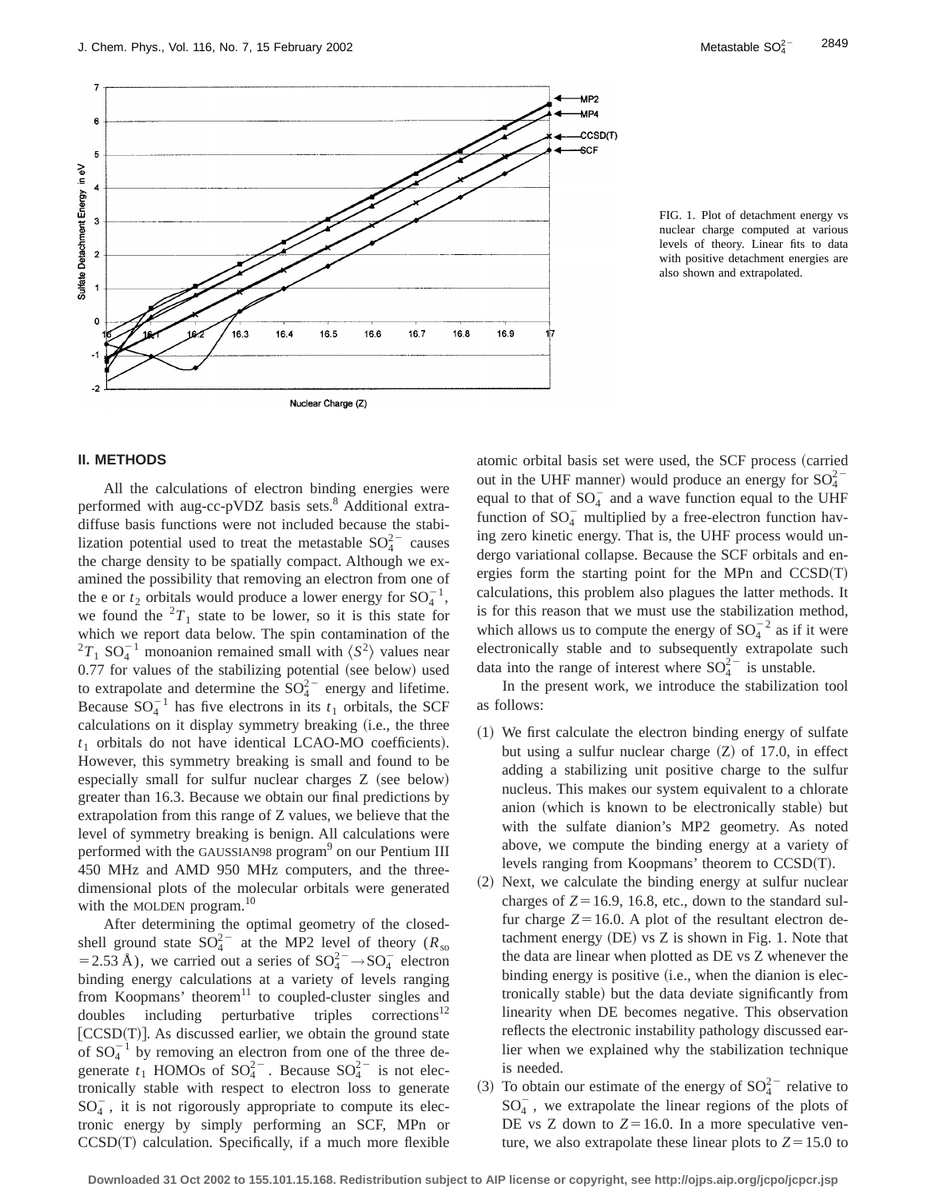FIG. 1. Plot of detachment energy vs nuclear charge computed at various levels of theory. Linear fits to data with positive detachment energies are also shown and extrapolated.

## II. METHODS

All the calculations of electron binding energies were performed with aug-cc-pVDZ basis sets.[8] Additional extra-diffuse basis functions were not included because the stabilization potential used to treat the metastable $SO_4^{2-}$ causes the charge density to be spatially compact. Although we examined the possibility that removing an electron from one of the e or $t_2$ orbitals would produce a lower energy for $SO_4^{-1}$, we found the $^2T_1$ state to be lower, so it is this state for which we report data below. The spin contamination of the $^2T_1$ $SO_4^{-1}$ monoanion remained small with $\langle S^2 \rangle$ values near 0.77 for values of the stabilizing potential (see below) used to extrapolate and determine the $SO_4^{2-}$ energy and lifetime. Because $SO_4^{-1}$ has five electrons in its $t_1$ orbitals, the SCF calculations on it display symmetry breaking (i.e., the three $t_1$ orbitals do not have identical LCAO-MO coefficients). However, this symmetry breaking is small and found to be especially small for sulfur nuclear charges Z (see below) greater than 16.3. Because we obtain our final predictions by extrapolation from this range of Z values, we believe that the level of symmetry breaking is benign. All calculations were performed with the GAUSSIAN98 program[9] on our Pentium III 450 MHz and AMD 950 MHz computers, and the three-dimensional plots of the molecular orbitals were generated with the MOLDEN program.[10]

After determining the optimal geometry of the closed-shell ground state $SO_4^{2-}$ at the MP2 level of theory ($R_{so}$ = 2.53 Å), we carried out a series of $SO_4^{2-} \rightarrow SO_4^-$ electron binding energy calculations at a variety of levels ranging from Koopmans' theorem[11] to coupled-cluster singles and doubles including perturbative triples corrections[12] [CCSD(T)]. As discussed earlier, we obtain the ground state of $SO_4^{-1}$ by removing an electron from one of the three degenerate $t_1$ HOMOs of $SO_4^{2-}$. Because $SO_4^{2-}$ is not electronically stable with respect to electron loss to generate $SO_4^-$, it is not rigorously appropriate to compute its electronic energy by simply performing an SCF, MPn or CCSD(T) calculation. Specifically, if a much more flexible atomic orbital basis set were used, the SCF process (carried out in the UHF manner) would produce an energy for $SO_4^{2-}$ equal to that of $SO_4^-$ and a wave function equal to the UHF function of $SO_4^-$ multiplied by a free-electron function having zero kinetic energy. That is, the UHF process would undergo variational collapse. Because the SCF orbitals and energies form the starting point for the MPn and CCSD(T) calculations, this problem also plagues the latter methods. It is for this reason that we must use the stabilization method, which allows us to compute the energy of $SO_4^{-2}$ as if it were electronically stable and to subsequently extrapolate such data into the range of interest where $SO_4^{2-}$ is unstable.

In the present work, we introduce the stabilization tool as follows:

(1) We first calculate the electron binding energy of sulfate but using a sulfur nuclear charge (Z) of 17.0, in effect adding a stabilizing unit positive charge to the sulfur nucleus. This makes our system equivalent to a chlorate anion (which is known to be electronically stable) but with the sulfate dianion's MP2 geometry. As noted above, we compute the binding energy at a variety of levels ranging from Koopmans' theorem to CCSD(T).

(2) Next, we calculate the binding energy at sulfur nuclear charges of $Z = 16.9$, 16.8, etc., down to the standard sulfur charge $Z = 16.0$. A plot of the resultant electron detachment energy (DE) vs Z is shown in Fig. 1. Note that the data are linear when plotted as DE vs Z whenever the binding energy is positive (i.e., when the dianion is electronically stable) but the data deviate significantly from linearity when DE becomes negative. This observation reflects the electronic instability pathology discussed earlier when we explained why the stabilization technique is needed.

(3) To obtain our estimate of the energy of $SO_4^{2-}$ relative to $SO_4^-$, we extrapolate the linear regions of the plots of DE vs Z down to $Z = 16.0$. In a more speculative venture, we also extrapolate these linear plots to $Z = 15.0$ to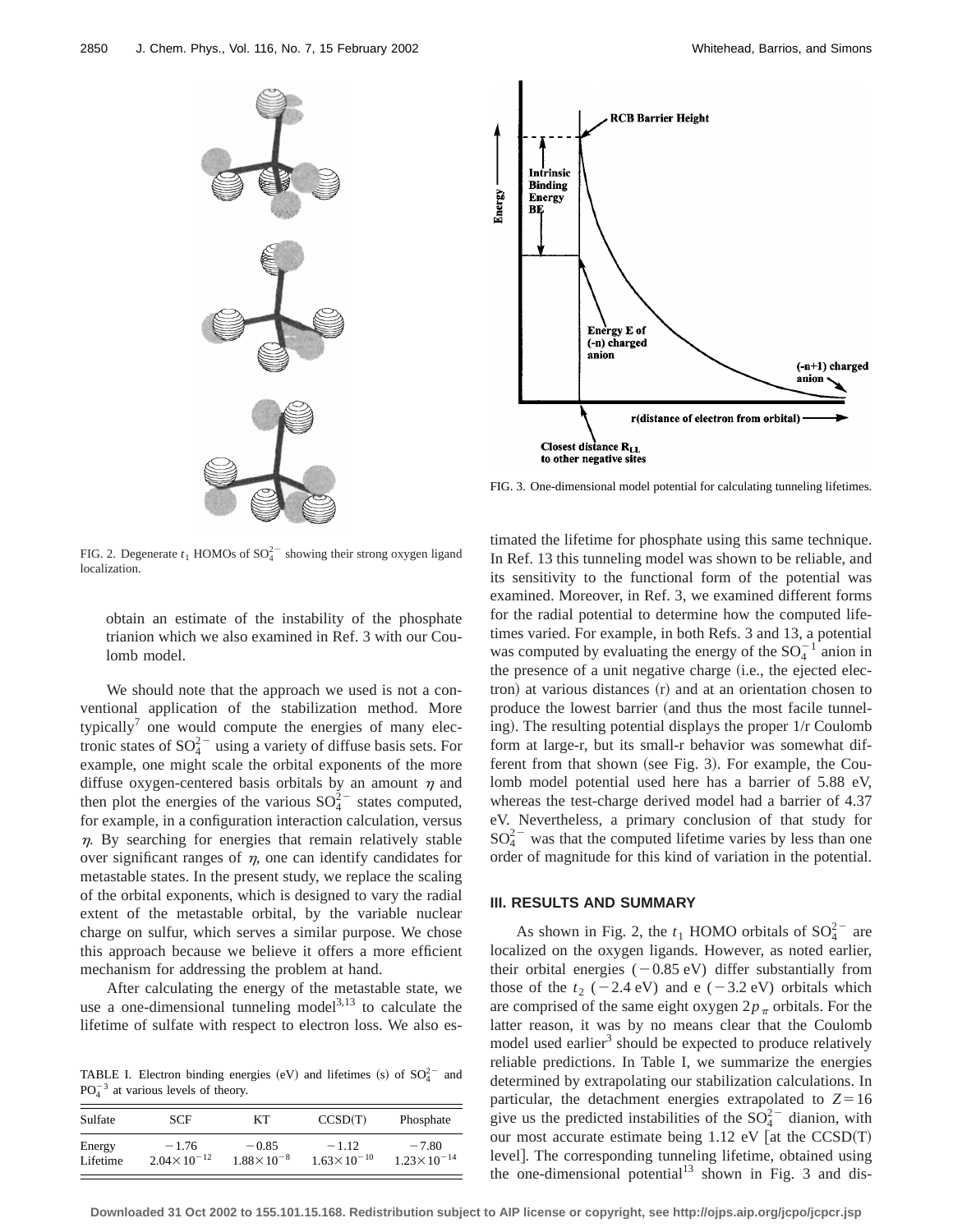FIG. 2. Degenerate $t_1$ HOMOs of $SO_4^{2-}$ showing their strong oxygen ligand localization.

obtain an estimate of the instability of the phosphate trianion which we also examined in Ref. 3 with our Coulomb model.

We should note that the approach we used is not a conventional application of the stabilization method. More typically[7] one would compute the energies of many electronic states of $SO_4^{2-}$ using a variety of diffuse basis sets. For example, one might scale the orbital exponents of the more diffuse oxygen-centered basis orbitals by an amount $\eta$ and then plot the energies of the various $SO_4^{2-}$ states computed, for example, in a configuration interaction calculation, versus $\eta$. By searching for energies that remain relatively stable over significant ranges of $\eta$, one can identify candidates for metastable states. In the present study, we replace the scaling of the orbital exponents, which is designed to vary the radial extent of the metastable orbital, by the variable nuclear charge on sulfur, which serves a similar purpose. We chose this approach because we believe it offers a more efficient mechanism for addressing the problem at hand.

After calculating the energy of the metastable state, we use a one-dimensional tunneling model[3,13] to calculate the lifetime of sulfate with respect to electron loss. We also estimated the lifetime for phosphate using this same technique. In Ref. 13 this tunneling model was shown to be reliable, and its sensitivity to the functional form of the potential was examined. Moreover, in Ref. 3, we examined different forms for the radial potential to determine how the computed lifetimes varied. For example, in both Refs. 3 and 13, a potential was computed by evaluating the energy of the $SO_4^{-1}$ anion in the presence of a unit negative charge (i.e., the ejected electron) at various distances (r) and at an orientation chosen to produce the lowest barrier (and thus the most facile tunneling). The resulting potential displays the proper 1/r Coulomb form at large-r, but its small-r behavior was somewhat different from that shown (see Fig. 3). For example, the Coulomb model potential used here has a barrier of 5.88 eV, whereas the test-charge derived model had a barrier of 4.37 eV. Nevertheless, a primary conclusion of that study for $SO_4^{2-}$ was that the computed lifetime varies by less than one order of magnitude for this kind of variation in the potential.

TABLE I. Electron binding energies (eV) and lifetimes (s) of $SO_4^{2-}$ and $PO_4^{-3}$ at various levels of theory.

| Sulfate | SCF | KT | CCSD(T) | Phosphate |
|---|---|---|---|---|
| Energy | −1.76 | −0.85 | −1.12 | −7.80 |
| Lifetime | $2.04\times10^{-12}$ | $1.88\times10^{-8}$ | $1.63\times10^{-10}$ | $1.23\times10^{-14}$ |

FIG. 3. One-dimensional model potential for calculating tunneling lifetimes.

## III. RESULTS AND SUMMARY

As shown in Fig. 2, the $t_1$ HOMO orbitals of $SO_4^{2-}$ are localized on the oxygen ligands. However, as noted earlier, their orbital energies (−0.85 eV) differ substantially from those of the $t_2$ (−2.4 eV) and e (−3.2 eV) orbitals which are comprised of the same eight oxygen $2p_\pi$ orbitals. For the latter reason, it was by no means clear that the Coulomb model used earlier[3] should be expected to produce relatively reliable predictions. In Table I, we summarize the energies determined by extrapolating our stabilization calculations. In particular, the detachment energies extrapolated to $Z=16$ give us the predicted instabilities of the $SO_4^{2-}$ dianion, with our most accurate estimate being 1.12 eV [at the CCSD(T) level]. The corresponding tunneling lifetime, obtained using the one-dimensional potential[13] shown in Fig. 3 and dis-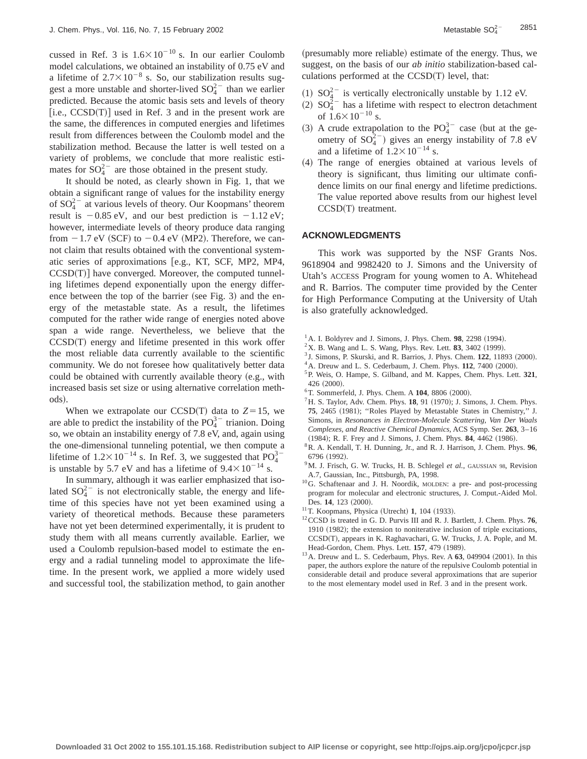cussed in Ref. 3 is $1.6\times10^{-10}$ s. In our earlier Coulomb model calculations, we obtained an instability of 0.75 eV and a lifetime of $2.7\times10^{-8}$ s. So, our stabilization results suggest a more unstable and shorter-lived $SO_4^{2-}$ than we earlier predicted. Because the atomic basis sets and levels of theory [i.e., CCSD(T)] used in Ref. 3 and in the present work are the same, the differences in computed energies and lifetimes result from differences between the Coulomb model and the stabilization method. Because the latter is well tested on a variety of problems, we conclude that more realistic estimates for $SO_4^{2-}$ are those obtained in the present study.

It should be noted, as clearly shown in Fig. 1, that we obtain a significant range of values for the instability energy of $SO_4^{2-}$ at various levels of theory. Our Koopmans' theorem result is $-0.85$ eV, and our best prediction is $-1.12$ eV; however, intermediate levels of theory produce data ranging from $-1.7$ eV (SCF) to $-0.4$ eV (MP2). Therefore, we cannot claim that results obtained with the conventional systematic series of approximations [e.g., KT, SCF, MP2, MP4, CCSD(T)] have converged. Moreover, the computed tunneling lifetimes depend exponentially upon the energy difference between the top of the barrier (see Fig. 3) and the energy of the metastable state. As a result, the lifetimes computed for the rather wide range of energies noted above span a wide range. Nevertheless, we believe that the CCSD(T) energy and lifetime presented in this work offer the most reliable data currently available to the scientific community. We do not foresee how qualitatively better data could be obtained with currently available theory (e.g., with increased basis set size or using alternative correlation methods).

When we extrapolate our CCSD(T) data to $Z=15$, we are able to predict the instability of the $PO_4^{3-}$ trianion. Doing so, we obtain an instability energy of 7.8 eV, and, again using the one-dimensional tunneling potential, we then compute a lifetime of $1.2\times10^{-14}$ s. In Ref. 3, we suggested that $PO_4^{3-}$ is unstable by 5.7 eV and has a lifetime of $9.4\times10^{-14}$ s.

In summary, although it was earlier emphasized that isolated $SO_4^{2-}$ is not electronically stable, the energy and lifetime of this species have not yet been examined using a variety of theoretical methods. Because these parameters have not yet been determined experimentally, it is prudent to study them with all means currently available. Earlier, we used a Coulomb repulsion-based model to estimate the energy and a radial tunneling model to approximate the lifetime. In the present work, we applied a more widely used and successful tool, the stabilization method, to gain another (presumably more reliable) estimate of the energy. Thus, we suggest, on the basis of our *ab initio* stabilization-based calculations performed at the CCSD(T) level, that:

(1) $SO_4^{2-}$ is vertically electronically unstable by 1.12 eV.
(2) $SO_4^{2-}$ has a lifetime with respect to electron detachment of $1.6\times10^{-10}$ s.
(3) A crude extrapolation to the $PO_4^{3-}$ case (but at the geometry of $SO_4^{2-}$) gives an energy instability of 7.8 eV and a lifetime of $1.2\times10^{-14}$ s.
(4) The range of energies obtained at various levels of theory is significant, thus limiting our ultimate confidence limits on our final energy and lifetime predictions. The value reported above results from our highest level CCSD(T) treatment.

## ACKNOWLEDGMENTS

This work was supported by the NSF Grants Nos. 9618904 and 9982420 to J. Simons and the University of Utah's ACCESS Program for young women to A. Whitehead and R. Barrios. The computer time provided by the Center for High Performance Computing at the University of Utah is also gratefully acknowledged.

[1] A. I. Boldyrev and J. Simons, J. Phys. Chem. **98**, 2298 (1994).
[2] X. B. Wang and L. S. Wang, Phys. Rev. Lett. **83**, 3402 (1999).
[3] J. Simons, P. Skurski, and R. Barrios, J. Phys. Chem. **122**, 11893 (2000).
[4] A. Dreuw and L. S. Cederbaum, J. Chem. Phys. **112**, 7400 (2000).
[5] P. Weis, O. Hampe, S. Gilband, and M. Kappes, Chem. Phys. Lett. **321**, 426 (2000).
[6] T. Sommerfeld, J. Phys. Chem. A **104**, 8806 (2000).
[7] H. S. Taylor, Adv. Chem. Phys. **18**, 91 (1970); J. Simons, J. Chem. Phys. **75**, 2465 (1981); "Roles Played by Metastable States in Chemistry," J. Simons, in *Resonances in Electron-Molecule Scattering, Van Der Waals Complexes, and Reactive Chemical Dynamics*, ACS Symp. Ser. **263**, 3–16 (1984); R. F. Frey and J. Simons, J. Chem. Phys. **84**, 4462 (1986).
[8] R. A. Kendall, T. H. Dunning, Jr., and R. J. Harrison, J. Chem. Phys. **96**, 6796 (1992).
[9] M. J. Frisch, G. W. Trucks, H. B. Schlegel *et al.*, GAUSSIAN 98, Revision A.7, Gaussian, Inc., Pittsburgh, PA, 1998.
[10] G. Schaftenaar and J. H. Noordik, MOLDEN: a pre- and post-processing program for molecular and electronic structures, J. Comput.-Aided Mol. Des. **14**, 123 (2000).
[11] T. Koopmans, Physica (Utrecht) **1**, 104 (1933).
[12] CCSD is treated in G. D. Purvis III and R. J. Bartlett, J. Chem. Phys. **76**, 1910 (1982); the extension to noniterative inclusion of triple excitations, CCSD(T), appears in K. Raghavachari, G. W. Trucks, J. A. Pople, and M. Head-Gordon, Chem. Phys. Lett. **157**, 479 (1989).
[13] A. Dreuw and L. S. Cederbaum, Phys. Rev. A **63**, 049904 (2001). In this paper, the authors explore the nature of the repulsive Coulomb potential in considerable detail and produce several approximations that are superior to the most elementary model used in Ref. 3 and in the present work.